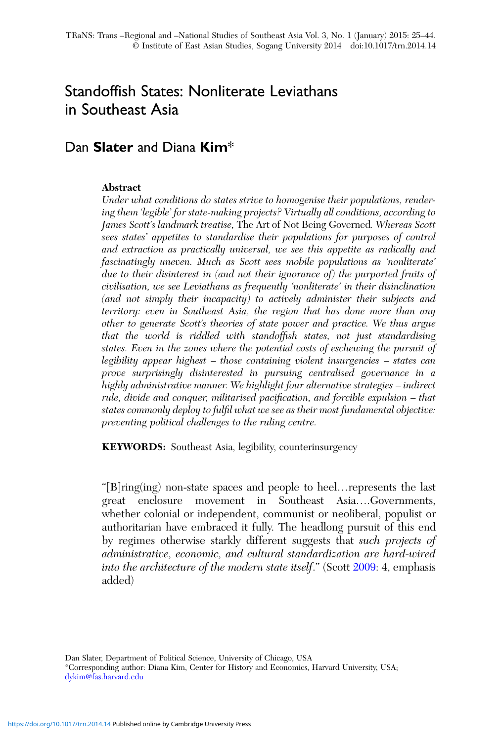# Standoffish States: Nonliterate Leviathans in Southeast Asia

## Dan **Slater** and Diana **Kim***

**Abstract**

*Under what conditions do states strive to homogenise their populations, rendering them 'legible' for state-making projects? Virtually all conditions, according to James Scott's landmark treatise,* The Art of Not Being Governed. *Whereas Scott sees states' appetites to standardise their populations for purposes of control and extraction as practically universal, we see this appetite as radically and fascinatingly uneven. Much as Scott sees mobile populations as 'nonliterate' due to their disinterest in (and not their ignorance of) the purported fruits of civilisation, we see Leviathans as frequently 'nonliterate' in their disinclination (and not simply their incapacity) to actively administer their subjects and territory: even in Southeast Asia, the region that has done more than any other to generate Scott's theories of state power and practice. We thus argue that the world is riddled with standoffish states, not just standardising states. Even in the zones where the potential costs of eschewing the pursuit of legibility appear highest – those containing violent insurgencies – states can prove surprisingly disinterested in pursuing centralised governance in a highly administrative manner. We highlight four alternative strategies – indirect rule, divide and conquer, militarised pacification, and forcible expulsion – that states commonly deploy to fulfil what we see as their most fundamental objective: preventing political challenges to the ruling centre.*

**KEYWORDS:** Southeast Asia, legibility, counterinsurgency

"[B]ring(ing) non-state spaces and people to heel…represents the last great enclosure movement in Southeast Asia….Governments, whether colonial or independent, communist or neoliberal, populist or authoritarian have embraced it fully. The headlong pursuit of this end by regimes otherwise starkly different suggests that *such projects of administrative, economic, and cultural standardization are hard-wired into the architecture of the modern state itself*." (Scott 2009: 4, emphasis added)

Dan Slater, Department of Political Science, University of Chicago, USA
*Corresponding author: Diana Kim, Center for History and Economics, Harvard University, USA; dykim@fas.harvard.edu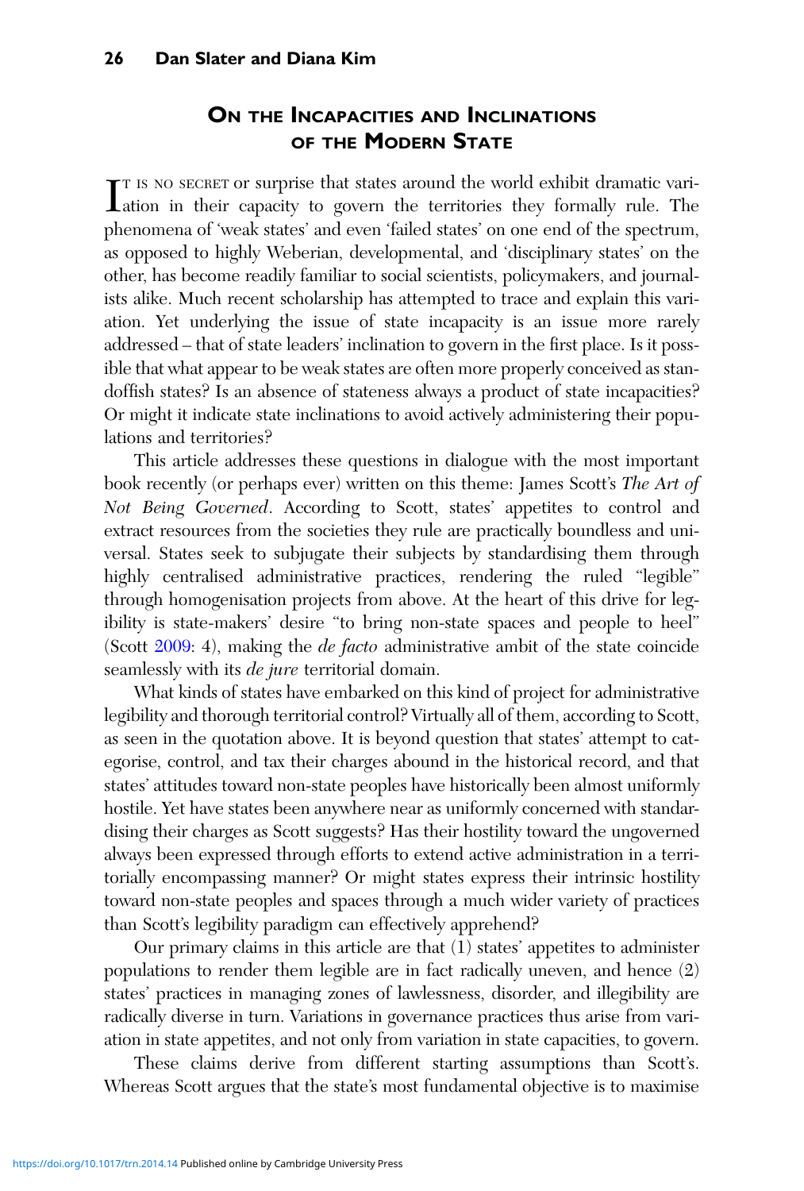## On the Incapacities and Inclinations of the Modern State

It is no secret or surprise that states around the world exhibit dramatic variation in their capacity to govern the territories they formally rule. The phenomena of 'weak states' and even 'failed states' on one end of the spectrum, as opposed to highly Weberian, developmental, and 'disciplinary states' on the other, has become readily familiar to social scientists, policymakers, and journalists alike. Much recent scholarship has attempted to trace and explain this variation. Yet underlying the issue of state incapacity is an issue more rarely addressed – that of state leaders' inclination to govern in the first place. Is it possible that what appear to be weak states are often more properly conceived as standoffish states? Is an absence of stateness always a product of state incapacities? Or might it indicate state inclinations to avoid actively administering their populations and territories?

This article addresses these questions in dialogue with the most important book recently (or perhaps ever) written on this theme: James Scott's *The Art of Not Being Governed*. According to Scott, states' appetites to control and extract resources from the societies they rule are practically boundless and universal. States seek to subjugate their subjects by standardising them through highly centralised administrative practices, rendering the ruled "legible" through homogenisation projects from above. At the heart of this drive for legibility is state-makers' desire "to bring non-state spaces and people to heel" (Scott 2009: 4), making the *de facto* administrative ambit of the state coincide seamlessly with its *de jure* territorial domain.

What kinds of states have embarked on this kind of project for administrative legibility and thorough territorial control? Virtually all of them, according to Scott, as seen in the quotation above. It is beyond question that states' attempt to categorise, control, and tax their charges abound in the historical record, and that states' attitudes toward non-state peoples have historically been almost uniformly hostile. Yet have states been anywhere near as uniformly concerned with standardising their charges as Scott suggests? Has their hostility toward the ungoverned always been expressed through efforts to extend active administration in a territorially encompassing manner? Or might states express their intrinsic hostility toward non-state peoples and spaces through a much wider variety of practices than Scott's legibility paradigm can effectively apprehend?

Our primary claims in this article are that (1) states' appetites to administer populations to render them legible are in fact radically uneven, and hence (2) states' practices in managing zones of lawlessness, disorder, and illegibility are radically diverse in turn. Variations in governance practices thus arise from variation in state appetites, and not only from variation in state capacities, to govern.

These claims derive from different starting assumptions than Scott's. Whereas Scott argues that the state's most fundamental objective is to maximise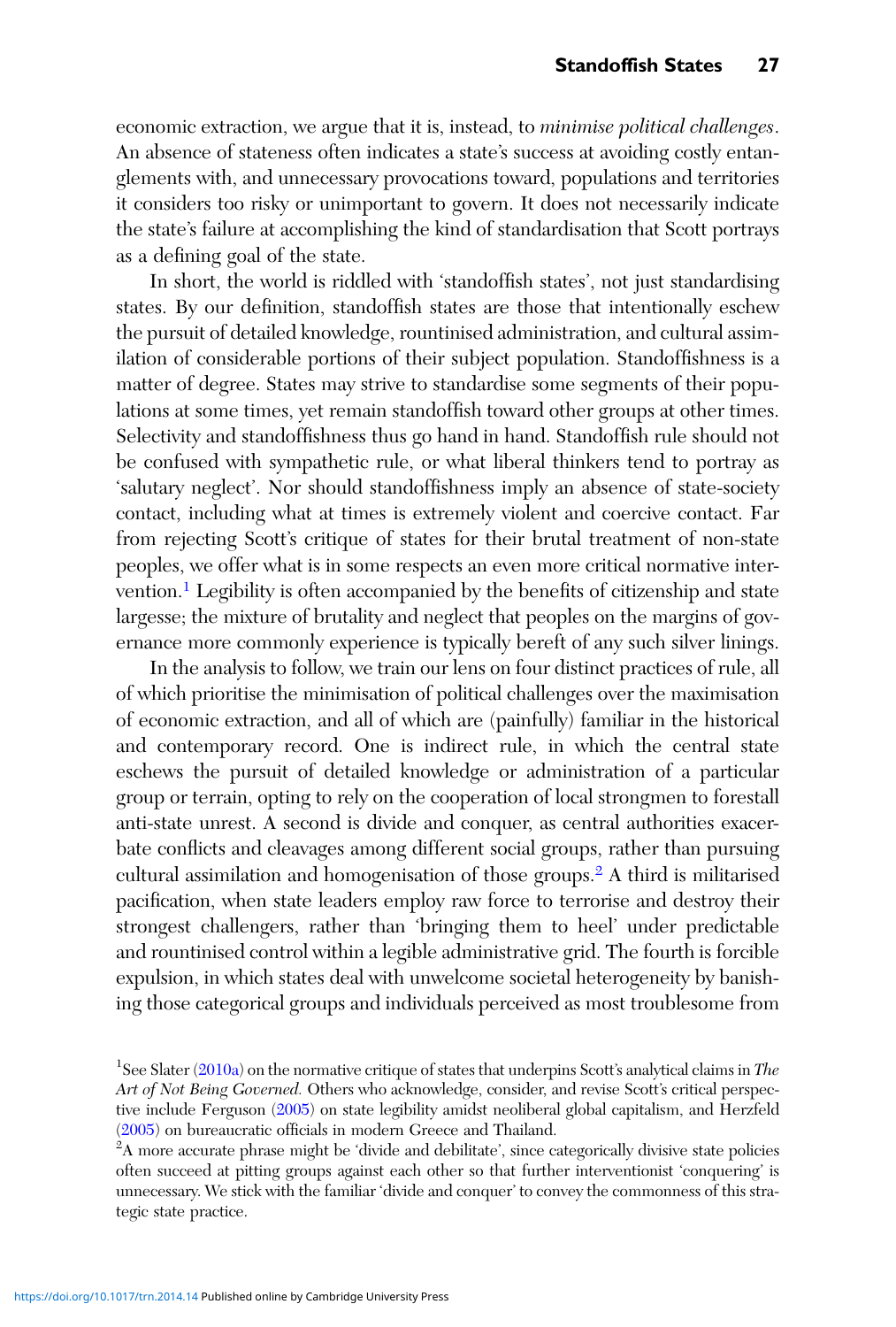economic extraction, we argue that it is, instead, to *minimise political challenges*. An absence of stateness often indicates a state's success at avoiding costly entanglements with, and unnecessary provocations toward, populations and territories it considers too risky or unimportant to govern. It does not necessarily indicate the state's failure at accomplishing the kind of standardisation that Scott portrays as a defining goal of the state.

In short, the world is riddled with 'standoffish states', not just standardising states. By our definition, standoffish states are those that intentionally eschew the pursuit of detailed knowledge, rountinised administration, and cultural assimilation of considerable portions of their subject population. Standoffishness is a matter of degree. States may strive to standardise some segments of their populations at some times, yet remain standoffish toward other groups at other times. Selectivity and standoffishness thus go hand in hand. Standoffish rule should not be confused with sympathetic rule, or what liberal thinkers tend to portray as 'salutary neglect'. Nor should standoffishness imply an absence of state-society contact, including what at times is extremely violent and coercive contact. Far from rejecting Scott's critique of states for their brutal treatment of non-state peoples, we offer what is in some respects an even more critical normative intervention.[1] Legibility is often accompanied by the benefits of citizenship and state largesse; the mixture of brutality and neglect that peoples on the margins of governance more commonly experience is typically bereft of any such silver linings.

In the analysis to follow, we train our lens on four distinct practices of rule, all of which prioritise the minimisation of political challenges over the maximisation of economic extraction, and all of which are (painfully) familiar in the historical and contemporary record. One is indirect rule, in which the central state eschews the pursuit of detailed knowledge or administration of a particular group or terrain, opting to rely on the cooperation of local strongmen to forestall anti-state unrest. A second is divide and conquer, as central authorities exacerbate conflicts and cleavages among different social groups, rather than pursuing cultural assimilation and homogenisation of those groups.[2] A third is militarised pacification, when state leaders employ raw force to terrorise and destroy their strongest challengers, rather than 'bringing them to heel' under predictable and rountinised control within a legible administrative grid. The fourth is forcible expulsion, in which states deal with unwelcome societal heterogeneity by banishing those categorical groups and individuals perceived as most troublesome from

[1] See Slater (2010a) on the normative critique of states that underpins Scott's analytical claims in *The Art of Not Being Governed.* Others who acknowledge, consider, and revise Scott's critical perspective include Ferguson (2005) on state legibility amidst neoliberal global capitalism, and Herzfeld (2005) on bureaucratic officials in modern Greece and Thailand.

[2] A more accurate phrase might be 'divide and debilitate', since categorically divisive state policies often succeed at pitting groups against each other so that further interventionist 'conquering' is unnecessary. We stick with the familiar 'divide and conquer' to convey the commonness of this strategic state practice.

https://doi.org/10.1017/trn.2014.14 Published online by Cambridge University Press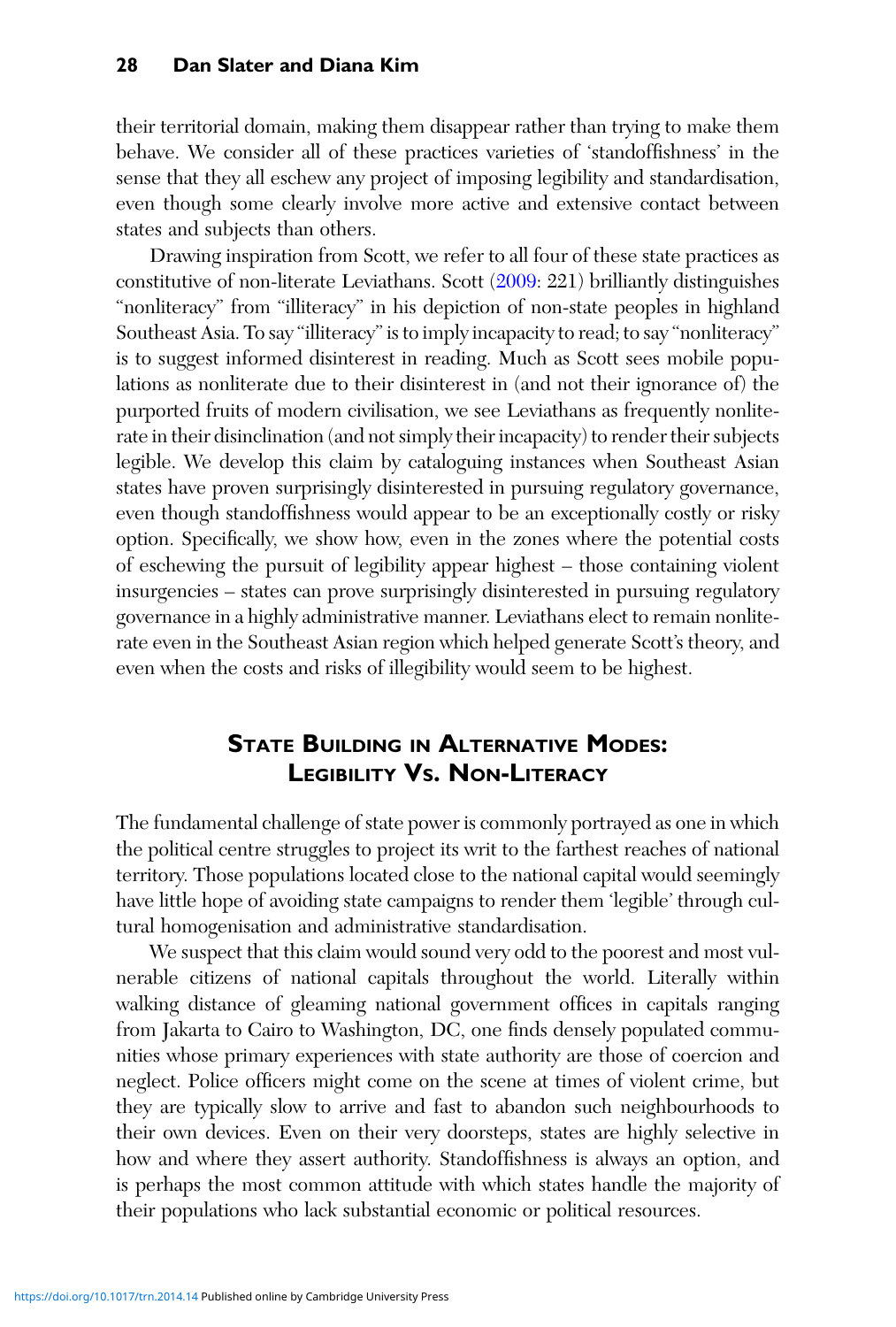their territorial domain, making them disappear rather than trying to make them behave. We consider all of these practices varieties of 'standoffishness' in the sense that they all eschew any project of imposing legibility and standardisation, even though some clearly involve more active and extensive contact between states and subjects than others.

Drawing inspiration from Scott, we refer to all four of these state practices as constitutive of non-literate Leviathans. Scott (2009: 221) brilliantly distinguishes "nonliteracy" from "illiteracy" in his depiction of non-state peoples in highland Southeast Asia. To say "illiteracy" is to imply incapacity to read; to say "nonliteracy" is to suggest informed disinterest in reading. Much as Scott sees mobile populations as nonliterate due to their disinterest in (and not their ignorance of) the purported fruits of modern civilisation, we see Leviathans as frequently nonliterate in their disinclination (and not simply their incapacity) to render their subjects legible. We develop this claim by cataloguing instances when Southeast Asian states have proven surprisingly disinterested in pursuing regulatory governance, even though standoffishness would appear to be an exceptionally costly or risky option. Specifically, we show how, even in the zones where the potential costs of eschewing the pursuit of legibility appear highest – those containing violent insurgencies – states can prove surprisingly disinterested in pursuing regulatory governance in a highly administrative manner. Leviathans elect to remain nonliterate even in the Southeast Asian region which helped generate Scott's theory, and even when the costs and risks of illegibility would seem to be highest.

## State Building in Alternative Modes: Legibility Vs. Non-Literacy

The fundamental challenge of state power is commonly portrayed as one in which the political centre struggles to project its writ to the farthest reaches of national territory. Those populations located close to the national capital would seemingly have little hope of avoiding state campaigns to render them 'legible' through cultural homogenisation and administrative standardisation.

We suspect that this claim would sound very odd to the poorest and most vulnerable citizens of national capitals throughout the world. Literally within walking distance of gleaming national government offices in capitals ranging from Jakarta to Cairo to Washington, DC, one finds densely populated communities whose primary experiences with state authority are those of coercion and neglect. Police officers might come on the scene at times of violent crime, but they are typically slow to arrive and fast to abandon such neighbourhoods to their own devices. Even on their very doorsteps, states are highly selective in how and where they assert authority. Standoffishness is always an option, and is perhaps the most common attitude with which states handle the majority of their populations who lack substantial economic or political resources.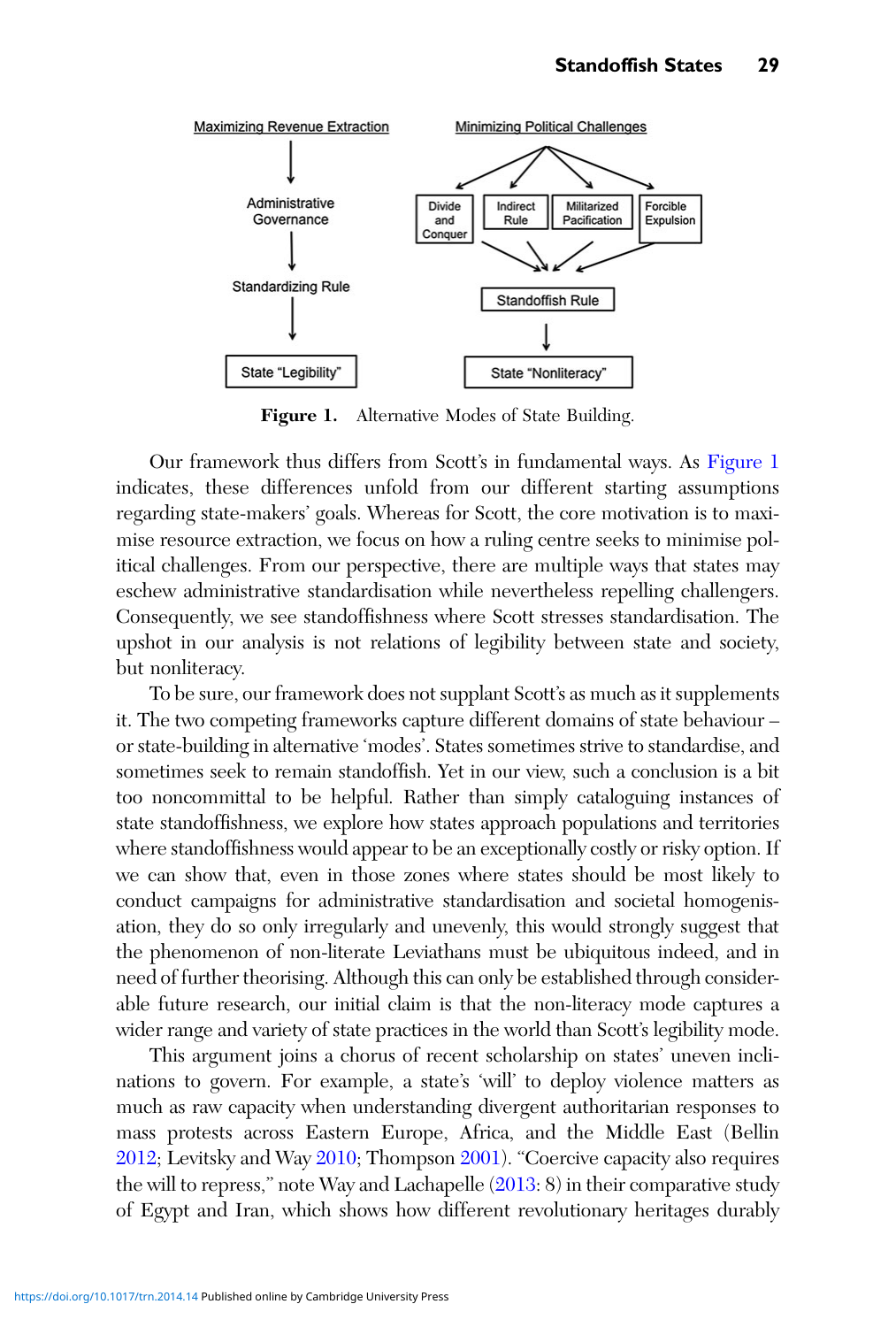Maximizing Revenue Extraction

Administrative Governance

Standardizing Rule

State "Legibility"

Minimizing Political Challenges

Divide and Conquer

Indirect Rule

Militarized Pacification

Forcible Expulsion

Standoffish Rule

State "Nonliteracy"

**Figure 1.** Alternative Modes of State Building.

Our framework thus differs from Scott's in fundamental ways. As Figure 1 indicates, these differences unfold from our different starting assumptions regarding state-makers' goals. Whereas for Scott, the core motivation is to maximise resource extraction, we focus on how a ruling centre seeks to minimise political challenges. From our perspective, there are multiple ways that states may eschew administrative standardisation while nevertheless repelling challengers. Consequently, we see standoffishness where Scott stresses standardisation. The upshot in our analysis is not relations of legibility between state and society, but nonliteracy.

To be sure, our framework does not supplant Scott's as much as it supplements it. The two competing frameworks capture different domains of state behaviour – or state-building in alternative 'modes'. States sometimes strive to standardise, and sometimes seek to remain standoffish. Yet in our view, such a conclusion is a bit too noncommittal to be helpful. Rather than simply cataloguing instances of state standoffishness, we explore how states approach populations and territories where standoffishness would appear to be an exceptionally costly or risky option. If we can show that, even in those zones where states should be most likely to conduct campaigns for administrative standardisation and societal homogenisation, they do so only irregularly and unevenly, this would strongly suggest that the phenomenon of non-literate Leviathans must be ubiquitous indeed, and in need of further theorising. Although this can only be established through considerable future research, our initial claim is that the non-literacy mode captures a wider range and variety of state practices in the world than Scott's legibility mode.

This argument joins a chorus of recent scholarship on states' uneven inclinations to govern. For example, a state's 'will' to deploy violence matters as much as raw capacity when understanding divergent authoritarian responses to mass protests across Eastern Europe, Africa, and the Middle East (Bellin 2012; Levitsky and Way 2010; Thompson 2001). "Coercive capacity also requires the will to repress," note Way and Lachapelle (2013: 8) in their comparative study of Egypt and Iran, which shows how different revolutionary heritages durably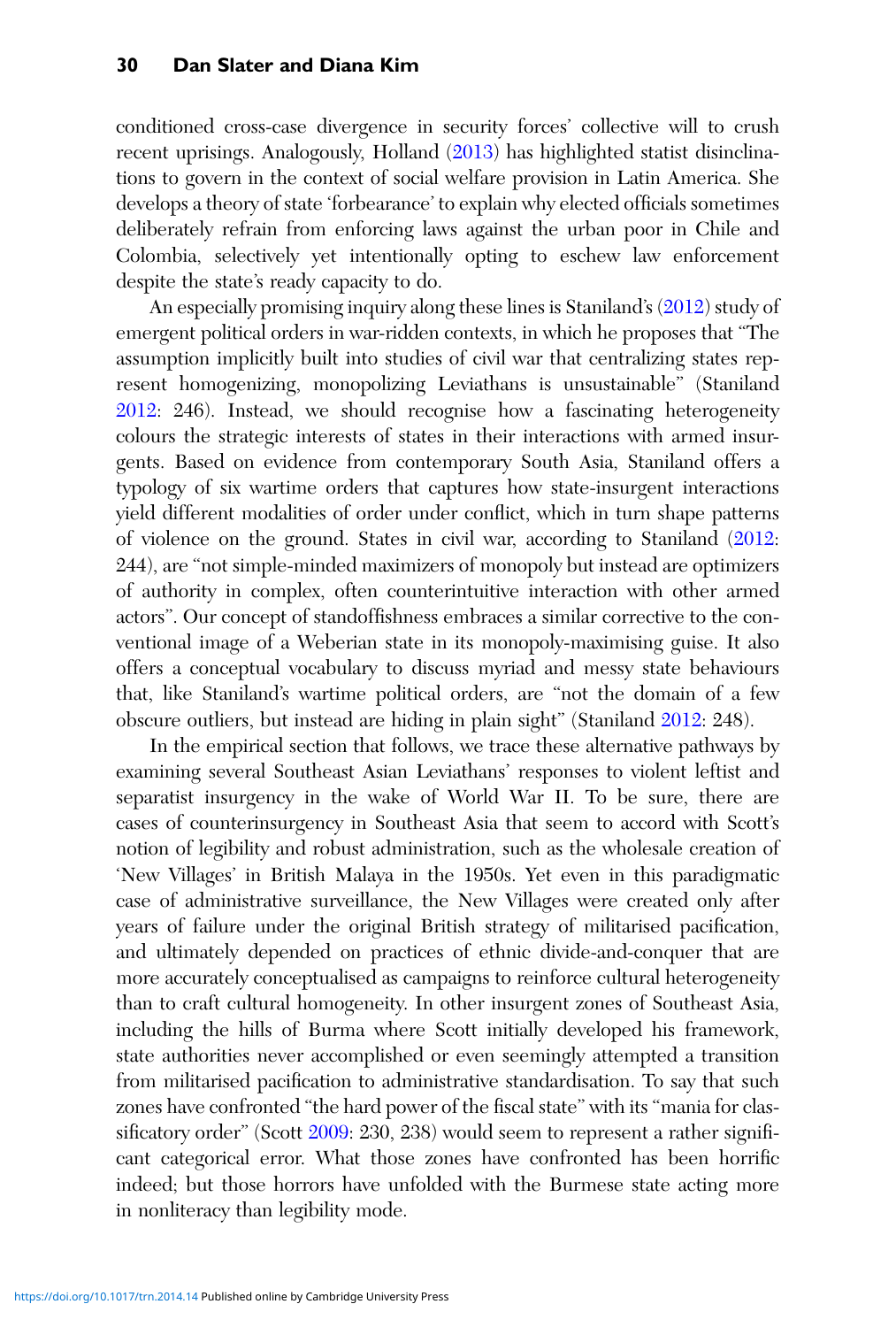conditioned cross-case divergence in security forces' collective will to crush recent uprisings. Analogously, Holland (2013) has highlighted statist disinclinations to govern in the context of social welfare provision in Latin America. She develops a theory of state 'forbearance' to explain why elected officials sometimes deliberately refrain from enforcing laws against the urban poor in Chile and Colombia, selectively yet intentionally opting to eschew law enforcement despite the state's ready capacity to do.

An especially promising inquiry along these lines is Staniland's (2012) study of emergent political orders in war-ridden contexts, in which he proposes that "The assumption implicitly built into studies of civil war that centralizing states represent homogenizing, monopolizing Leviathans is unsustainable" (Staniland 2012: 246). Instead, we should recognise how a fascinating heterogeneity colours the strategic interests of states in their interactions with armed insurgents. Based on evidence from contemporary South Asia, Staniland offers a typology of six wartime orders that captures how state-insurgent interactions yield different modalities of order under conflict, which in turn shape patterns of violence on the ground. States in civil war, according to Staniland (2012: 244), are "not simple-minded maximizers of monopoly but instead are optimizers of authority in complex, often counterintuitive interaction with other armed actors". Our concept of standoffishness embraces a similar corrective to the conventional image of a Weberian state in its monopoly-maximising guise. It also offers a conceptual vocabulary to discuss myriad and messy state behaviours that, like Staniland's wartime political orders, are "not the domain of a few obscure outliers, but instead are hiding in plain sight" (Staniland 2012: 248).

In the empirical section that follows, we trace these alternative pathways by examining several Southeast Asian Leviathans' responses to violent leftist and separatist insurgency in the wake of World War II. To be sure, there are cases of counterinsurgency in Southeast Asia that seem to accord with Scott's notion of legibility and robust administration, such as the wholesale creation of 'New Villages' in British Malaya in the 1950s. Yet even in this paradigmatic case of administrative surveillance, the New Villages were created only after years of failure under the original British strategy of militarised pacification, and ultimately depended on practices of ethnic divide-and-conquer that are more accurately conceptualised as campaigns to reinforce cultural heterogeneity than to craft cultural homogeneity. In other insurgent zones of Southeast Asia, including the hills of Burma where Scott initially developed his framework, state authorities never accomplished or even seemingly attempted a transition from militarised pacification to administrative standardisation. To say that such zones have confronted "the hard power of the fiscal state" with its "mania for classificatory order" (Scott 2009: 230, 238) would seem to represent a rather significant categorical error. What those zones have confronted has been horrific indeed; but those horrors have unfolded with the Burmese state acting more in nonliteracy than legibility mode.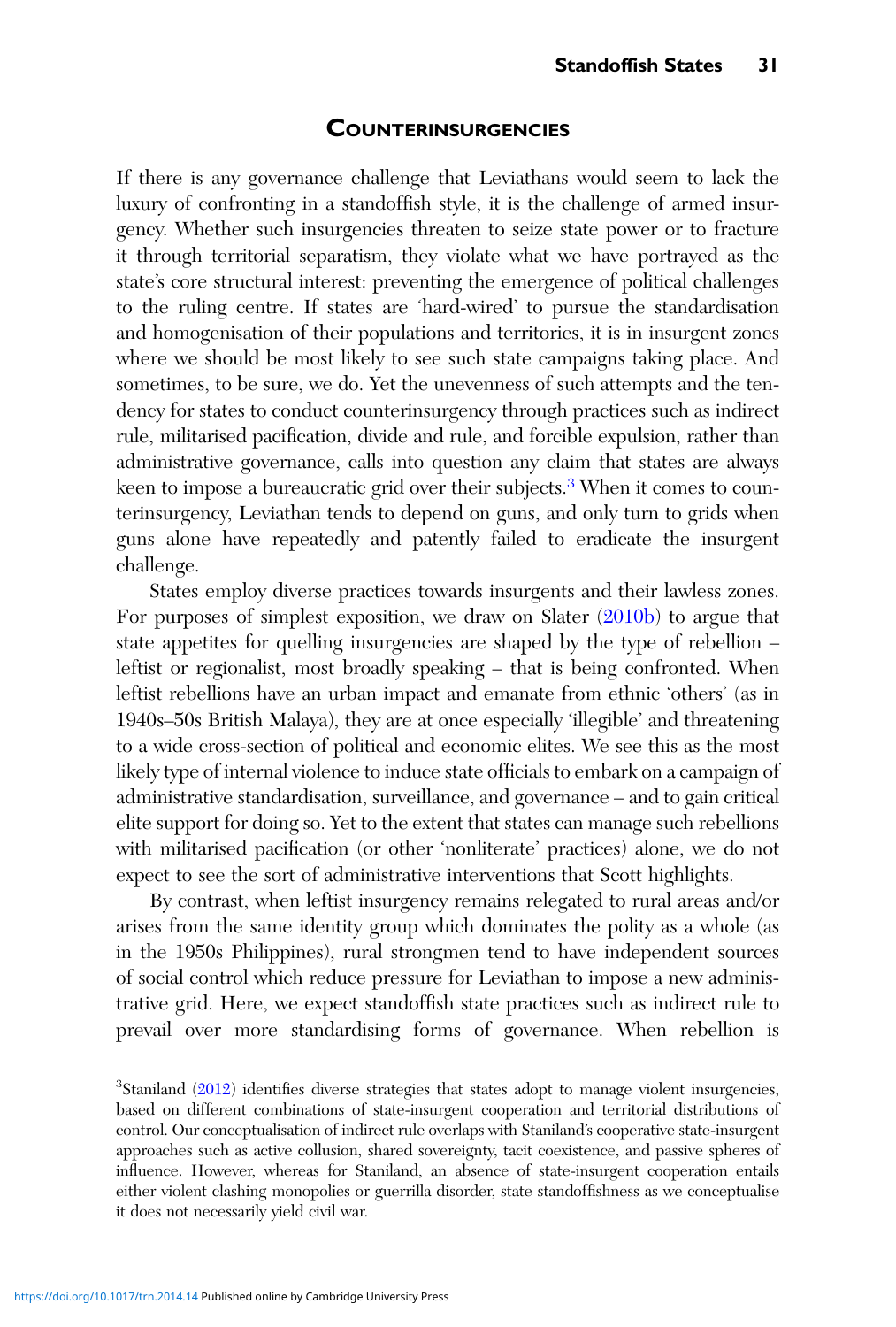## COUNTERINSURGENCIES

If there is any governance challenge that Leviathans would seem to lack the luxury of confronting in a standoffish style, it is the challenge of armed insurgency. Whether such insurgencies threaten to seize state power or to fracture it through territorial separatism, they violate what we have portrayed as the state's core structural interest: preventing the emergence of political challenges to the ruling centre. If states are 'hard-wired' to pursue the standardisation and homogenisation of their populations and territories, it is in insurgent zones where we should be most likely to see such state campaigns taking place. And sometimes, to be sure, we do. Yet the unevenness of such attempts and the tendency for states to conduct counterinsurgency through practices such as indirect rule, militarised pacification, divide and rule, and forcible expulsion, rather than administrative governance, calls into question any claim that states are always keen to impose a bureaucratic grid over their subjects.[3] When it comes to counterinsurgency, Leviathan tends to depend on guns, and only turn to grids when guns alone have repeatedly and patently failed to eradicate the insurgent challenge.

States employ diverse practices towards insurgents and their lawless zones. For purposes of simplest exposition, we draw on Slater (2010b) to argue that state appetites for quelling insurgencies are shaped by the type of rebellion – leftist or regionalist, most broadly speaking – that is being confronted. When leftist rebellions have an urban impact and emanate from ethnic 'others' (as in 1940s–50s British Malaya), they are at once especially 'illegible' and threatening to a wide cross-section of political and economic elites. We see this as the most likely type of internal violence to induce state officials to embark on a campaign of administrative standardisation, surveillance, and governance – and to gain critical elite support for doing so. Yet to the extent that states can manage such rebellions with militarised pacification (or other 'nonliterate' practices) alone, we do not expect to see the sort of administrative interventions that Scott highlights.

By contrast, when leftist insurgency remains relegated to rural areas and/or arises from the same identity group which dominates the polity as a whole (as in the 1950s Philippines), rural strongmen tend to have independent sources of social control which reduce pressure for Leviathan to impose a new administrative grid. Here, we expect standoffish state practices such as indirect rule to prevail over more standardising forms of governance. When rebellion is

[3]Staniland (2012) identifies diverse strategies that states adopt to manage violent insurgencies, based on different combinations of state-insurgent cooperation and territorial distributions of control. Our conceptualisation of indirect rule overlaps with Staniland's cooperative state-insurgent approaches such as active collusion, shared sovereignty, tacit coexistence, and passive spheres of influence. However, whereas for Staniland, an absence of state-insurgent cooperation entails either violent clashing monopolies or guerrilla disorder, state standoffishness as we conceptualise it does not necessarily yield civil war.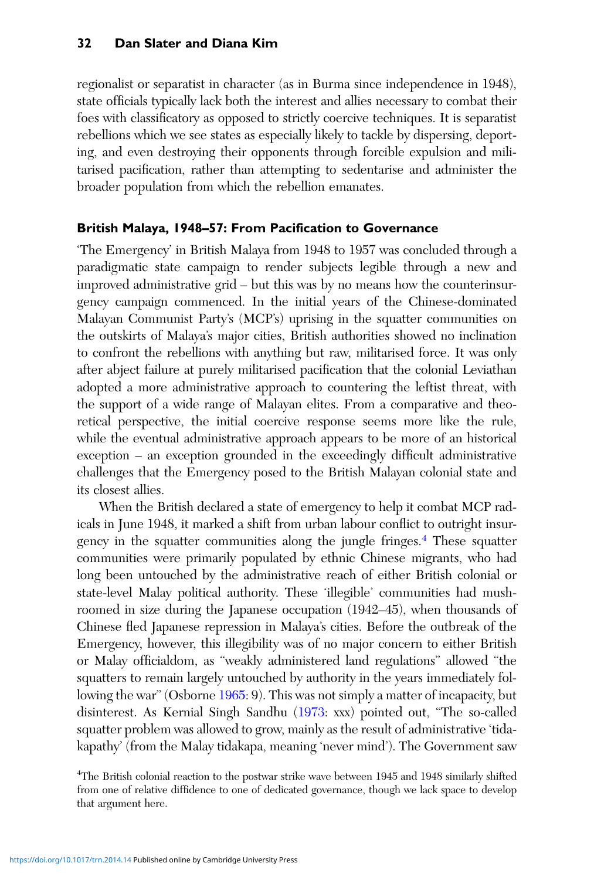regionalist or separatist in character (as in Burma since independence in 1948), state officials typically lack both the interest and allies necessary to combat their foes with classificatory as opposed to strictly coercive techniques. It is separatist rebellions which we see states as especially likely to tackle by dispersing, deporting, and even destroying their opponents through forcible expulsion and militarised pacification, rather than attempting to sedentarise and administer the broader population from which the rebellion emanates.

### British Malaya, 1948–57: From Pacification to Governance

'The Emergency' in British Malaya from 1948 to 1957 was concluded through a paradigmatic state campaign to render subjects legible through a new and improved administrative grid – but this was by no means how the counterinsurgency campaign commenced. In the initial years of the Chinese-dominated Malayan Communist Party's (MCP's) uprising in the squatter communities on the outskirts of Malaya's major cities, British authorities showed no inclination to confront the rebellions with anything but raw, militarised force. It was only after abject failure at purely militarised pacification that the colonial Leviathan adopted a more administrative approach to countering the leftist threat, with the support of a wide range of Malayan elites. From a comparative and theoretical perspective, the initial coercive response seems more like the rule, while the eventual administrative approach appears to be more of an historical exception – an exception grounded in the exceedingly difficult administrative challenges that the Emergency posed to the British Malayan colonial state and its closest allies.

When the British declared a state of emergency to help it combat MCP radicals in June 1948, it marked a shift from urban labour conflict to outright insurgency in the squatter communities along the jungle fringes.[4] These squatter communities were primarily populated by ethnic Chinese migrants, who had long been untouched by the administrative reach of either British colonial or state-level Malay political authority. These 'illegible' communities had mushroomed in size during the Japanese occupation (1942–45), when thousands of Chinese fled Japanese repression in Malaya's cities. Before the outbreak of the Emergency, however, this illegibility was of no major concern to either British or Malay officialdom, as "weakly administered land regulations" allowed "the squatters to remain largely untouched by authority in the years immediately following the war" (Osborne 1965: 9). This was not simply a matter of incapacity, but disinterest. As Kernial Singh Sandhu (1973: xxx) pointed out, "The so-called squatter problem was allowed to grow, mainly as the result of administrative 'tidakapathy' (from the Malay tidakapa, meaning 'never mind'). The Government saw

[4]The British colonial reaction to the postwar strike wave between 1945 and 1948 similarly shifted from one of relative diffidence to one of dedicated governance, though we lack space to develop that argument here.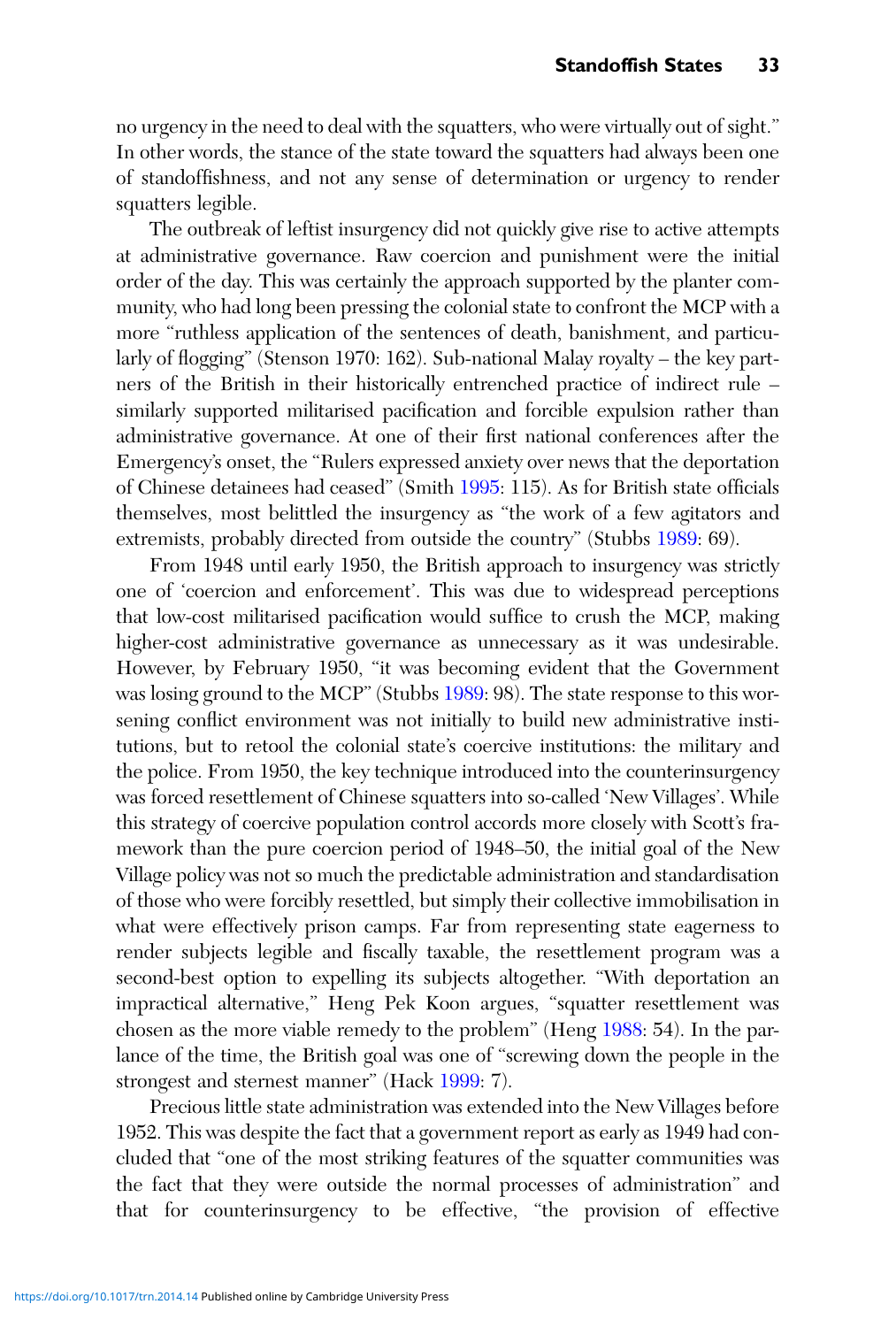no urgency in the need to deal with the squatters, who were virtually out of sight." In other words, the stance of the state toward the squatters had always been one of standoffishness, and not any sense of determination or urgency to render squatters legible.

The outbreak of leftist insurgency did not quickly give rise to active attempts at administrative governance. Raw coercion and punishment were the initial order of the day. This was certainly the approach supported by the planter community, who had long been pressing the colonial state to confront the MCP with a more "ruthless application of the sentences of death, banishment, and particularly of flogging" (Stenson 1970: 162). Sub-national Malay royalty – the key partners of the British in their historically entrenched practice of indirect rule – similarly supported militarised pacification and forcible expulsion rather than administrative governance. At one of their first national conferences after the Emergency's onset, the "Rulers expressed anxiety over news that the deportation of Chinese detainees had ceased" (Smith 1995: 115). As for British state officials themselves, most belittled the insurgency as "the work of a few agitators and extremists, probably directed from outside the country" (Stubbs 1989: 69).

From 1948 until early 1950, the British approach to insurgency was strictly one of 'coercion and enforcement'. This was due to widespread perceptions that low-cost militarised pacification would suffice to crush the MCP, making higher-cost administrative governance as unnecessary as it was undesirable. However, by February 1950, "it was becoming evident that the Government was losing ground to the MCP" (Stubbs 1989: 98). The state response to this worsening conflict environment was not initially to build new administrative institutions, but to retool the colonial state's coercive institutions: the military and the police. From 1950, the key technique introduced into the counterinsurgency was forced resettlement of Chinese squatters into so-called 'New Villages'. While this strategy of coercive population control accords more closely with Scott's framework than the pure coercion period of 1948–50, the initial goal of the New Village policy was not so much the predictable administration and standardisation of those who were forcibly resettled, but simply their collective immobilisation in what were effectively prison camps. Far from representing state eagerness to render subjects legible and fiscally taxable, the resettlement program was a second-best option to expelling its subjects altogether. "With deportation an impractical alternative," Heng Pek Koon argues, "squatter resettlement was chosen as the more viable remedy to the problem" (Heng 1988: 54). In the parlance of the time, the British goal was one of "screwing down the people in the strongest and sternest manner" (Hack 1999: 7).

Precious little state administration was extended into the New Villages before 1952. This was despite the fact that a government report as early as 1949 had concluded that "one of the most striking features of the squatter communities was the fact that they were outside the normal processes of administration" and that for counterinsurgency to be effective, "the provision of effective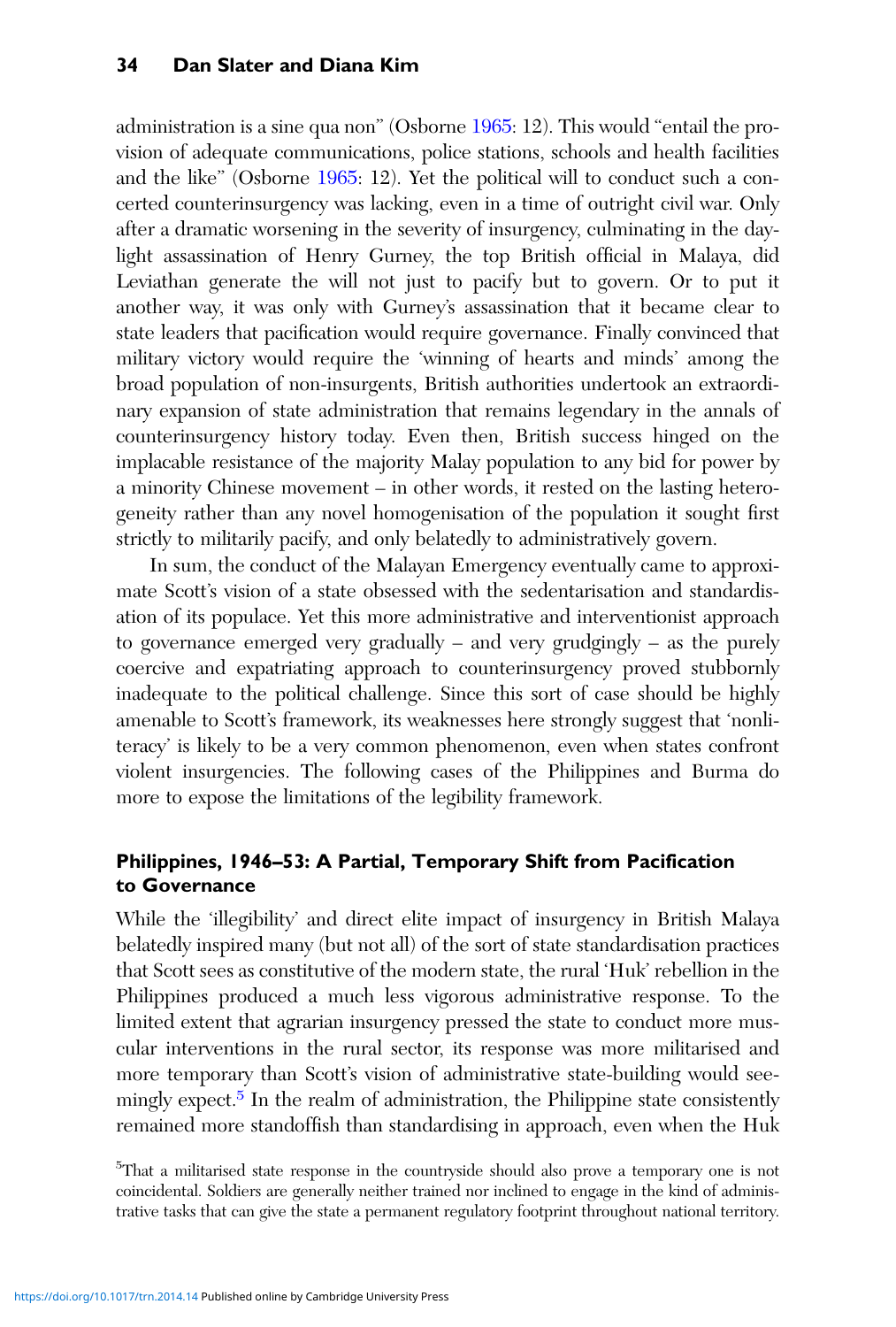administration is a sine qua non" (Osborne 1965: 12). This would "entail the provision of adequate communications, police stations, schools and health facilities and the like" (Osborne 1965: 12). Yet the political will to conduct such a concerted counterinsurgency was lacking, even in a time of outright civil war. Only after a dramatic worsening in the severity of insurgency, culminating in the daylight assassination of Henry Gurney, the top British official in Malaya, did Leviathan generate the will not just to pacify but to govern. Or to put it another way, it was only with Gurney's assassination that it became clear to state leaders that pacification would require governance. Finally convinced that military victory would require the 'winning of hearts and minds' among the broad population of non-insurgents, British authorities undertook an extraordinary expansion of state administration that remains legendary in the annals of counterinsurgency history today. Even then, British success hinged on the implacable resistance of the majority Malay population to any bid for power by a minority Chinese movement – in other words, it rested on the lasting heterogeneity rather than any novel homogenisation of the population it sought first strictly to militarily pacify, and only belatedly to administratively govern.

In sum, the conduct of the Malayan Emergency eventually came to approximate Scott's vision of a state obsessed with the sedentarisation and standardisation of its populace. Yet this more administrative and interventionist approach to governance emerged very gradually – and very grudgingly – as the purely coercive and expatriating approach to counterinsurgency proved stubbornly inadequate to the political challenge. Since this sort of case should be highly amenable to Scott's framework, its weaknesses here strongly suggest that 'nonliteracy' is likely to be a very common phenomenon, even when states confront violent insurgencies. The following cases of the Philippines and Burma do more to expose the limitations of the legibility framework.

## Philippines, 1946–53: A Partial, Temporary Shift from Pacification to Governance

While the 'illegibility' and direct elite impact of insurgency in British Malaya belatedly inspired many (but not all) of the sort of state standardisation practices that Scott sees as constitutive of the modern state, the rural 'Huk' rebellion in the Philippines produced a much less vigorous administrative response. To the limited extent that agrarian insurgency pressed the state to conduct more muscular interventions in the rural sector, its response was more militarised and more temporary than Scott's vision of administrative state-building would seemingly expect.[5] In the realm of administration, the Philippine state consistently remained more standoffish than standardising in approach, even when the Huk

[5]That a militarised state response in the countryside should also prove a temporary one is not coincidental. Soldiers are generally neither trained nor inclined to engage in the kind of administrative tasks that can give the state a permanent regulatory footprint throughout national territory.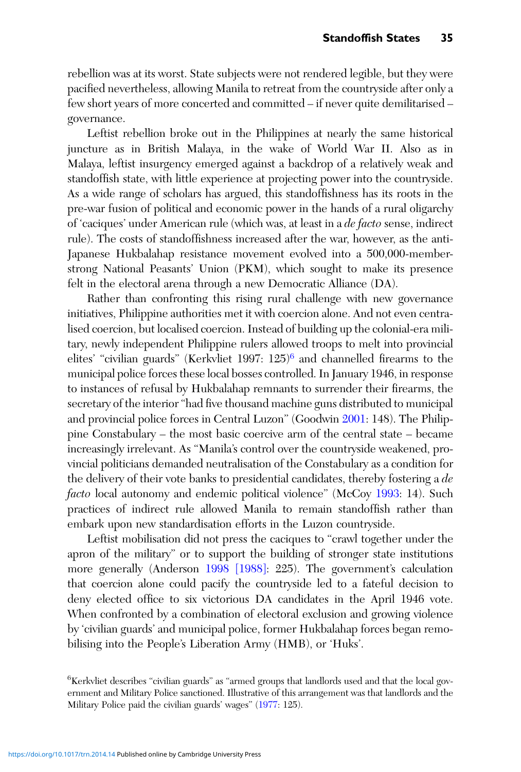rebellion was at its worst. State subjects were not rendered legible, but they were pacified nevertheless, allowing Manila to retreat from the countryside after only a few short years of more concerted and committed – if never quite demilitarised – governance.

Leftist rebellion broke out in the Philippines at nearly the same historical juncture as in British Malaya, in the wake of World War II. Also as in Malaya, leftist insurgency emerged against a backdrop of a relatively weak and standoffish state, with little experience at projecting power into the countryside. As a wide range of scholars has argued, this standoffishness has its roots in the pre-war fusion of political and economic power in the hands of a rural oligarchy of 'caciques' under American rule (which was, at least in a *de facto* sense, indirect rule). The costs of standoffishness increased after the war, however, as the anti-Japanese Hukbalahap resistance movement evolved into a 500,000-member-strong National Peasants' Union (PKM), which sought to make its presence felt in the electoral arena through a new Democratic Alliance (DA).

Rather than confronting this rising rural challenge with new governance initiatives, Philippine authorities met it with coercion alone. And not even centralised coercion, but localised coercion. Instead of building up the colonial-era military, newly independent Philippine rulers allowed troops to melt into provincial elites' "civilian guards" (Kerkvliet 1997: 125)[6] and channelled firearms to the municipal police forces these local bosses controlled. In January 1946, in response to instances of refusal by Hukbalahap remnants to surrender their firearms, the secretary of the interior "had five thousand machine guns distributed to municipal and provincial police forces in Central Luzon" (Goodwin 2001: 148). The Philippine Constabulary – the most basic coercive arm of the central state – became increasingly irrelevant. As "Manila's control over the countryside weakened, provincial politicians demanded neutralisation of the Constabulary as a condition for the delivery of their vote banks to presidential candidates, thereby fostering a *de facto* local autonomy and endemic political violence" (McCoy 1993: 14). Such practices of indirect rule allowed Manila to remain standoffish rather than embark upon new standardisation efforts in the Luzon countryside.

Leftist mobilisation did not press the caciques to "crawl together under the apron of the military" or to support the building of stronger state institutions more generally (Anderson 1998 [1988]: 225). The government's calculation that coercion alone could pacify the countryside led to a fateful decision to deny elected office to six victorious DA candidates in the April 1946 vote. When confronted by a combination of electoral exclusion and growing violence by 'civilian guards' and municipal police, former Hukbalahap forces began remobilising into the People's Liberation Army (HMB), or 'Huks'.

[6] Kerkvliet describes "civilian guards" as "armed groups that landlords used and that the local government and Military Police sanctioned. Illustrative of this arrangement was that landlords and the Military Police paid the civilian guards' wages" (1977: 125).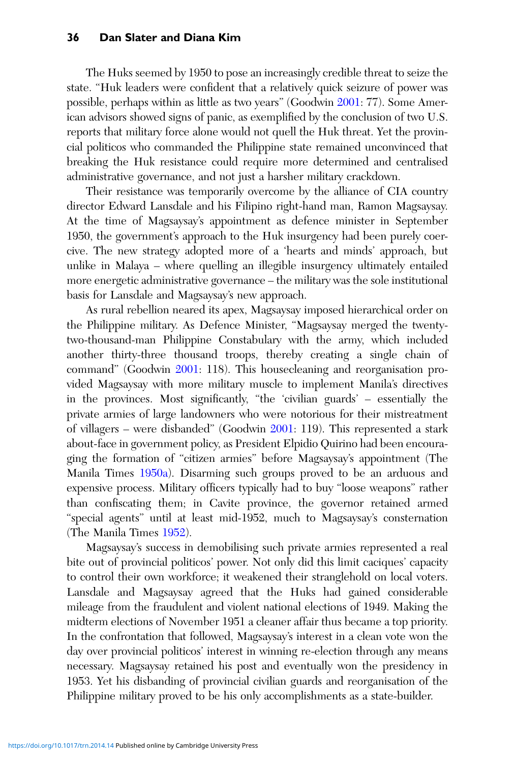The Huks seemed by 1950 to pose an increasingly credible threat to seize the state. "Huk leaders were confident that a relatively quick seizure of power was possible, perhaps within as little as two years" (Goodwin 2001: 77). Some American advisors showed signs of panic, as exemplified by the conclusion of two U.S. reports that military force alone would not quell the Huk threat. Yet the provincial politicos who commanded the Philippine state remained unconvinced that breaking the Huk resistance could require more determined and centralised administrative governance, and not just a harsher military crackdown.

Their resistance was temporarily overcome by the alliance of CIA country director Edward Lansdale and his Filipino right-hand man, Ramon Magsaysay. At the time of Magsaysay's appointment as defence minister in September 1950, the government's approach to the Huk insurgency had been purely coercive. The new strategy adopted more of a 'hearts and minds' approach, but unlike in Malaya – where quelling an illegible insurgency ultimately entailed more energetic administrative governance – the military was the sole institutional basis for Lansdale and Magsaysay's new approach.

As rural rebellion neared its apex, Magsaysay imposed hierarchical order on the Philippine military. As Defence Minister, "Magsaysay merged the twenty-two-thousand-man Philippine Constabulary with the army, which included another thirty-three thousand troops, thereby creating a single chain of command" (Goodwin 2001: 118). This housecleaning and reorganisation provided Magsaysay with more military muscle to implement Manila's directives in the provinces. Most significantly, "the 'civilian guards' – essentially the private armies of large landowners who were notorious for their mistreatment of villagers – were disbanded" (Goodwin 2001: 119). This represented a stark about-face in government policy, as President Elpidio Quirino had been encouraging the formation of "citizen armies" before Magsaysay's appointment (The Manila Times 1950a). Disarming such groups proved to be an arduous and expensive process. Military officers typically had to buy "loose weapons" rather than confiscating them; in Cavite province, the governor retained armed "special agents" until at least mid-1952, much to Magsaysay's consternation (The Manila Times 1952).

Magsaysay's success in demobilising such private armies represented a real bite out of provincial politicos' power. Not only did this limit caciques' capacity to control their own workforce; it weakened their stranglehold on local voters. Lansdale and Magsaysay agreed that the Huks had gained considerable mileage from the fraudulent and violent national elections of 1949. Making the midterm elections of November 1951 a cleaner affair thus became a top priority. In the confrontation that followed, Magsaysay's interest in a clean vote won the day over provincial politicos' interest in winning re-election through any means necessary. Magsaysay retained his post and eventually won the presidency in 1953. Yet his disbanding of provincial civilian guards and reorganisation of the Philippine military proved to be his only accomplishments as a state-builder.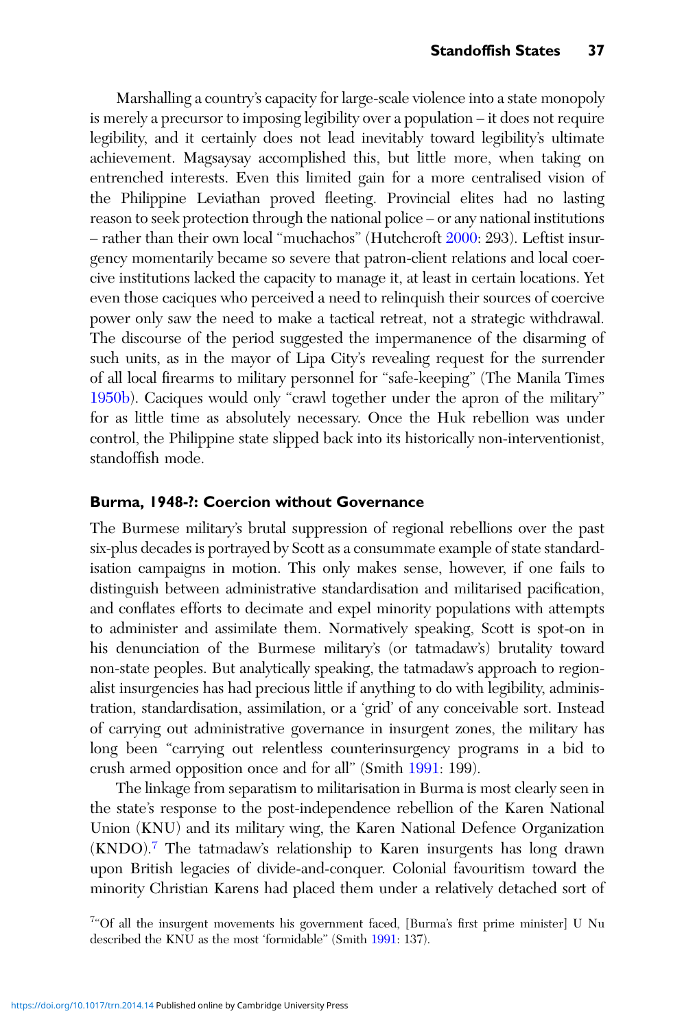Marshalling a country's capacity for large-scale violence into a state monopoly is merely a precursor to imposing legibility over a population – it does not require legibility, and it certainly does not lead inevitably toward legibility's ultimate achievement. Magsaysay accomplished this, but little more, when taking on entrenched interests. Even this limited gain for a more centralised vision of the Philippine Leviathan proved fleeting. Provincial elites had no lasting reason to seek protection through the national police – or any national institutions – rather than their own local "muchachos" (Hutchcroft 2000: 293). Leftist insurgency momentarily became so severe that patron-client relations and local coercive institutions lacked the capacity to manage it, at least in certain locations. Yet even those caciques who perceived a need to relinquish their sources of coercive power only saw the need to make a tactical retreat, not a strategic withdrawal. The discourse of the period suggested the impermanence of the disarming of such units, as in the mayor of Lipa City's revealing request for the surrender of all local firearms to military personnel for "safe-keeping" (The Manila Times 1950b). Caciques would only "crawl together under the apron of the military" for as little time as absolutely necessary. Once the Huk rebellion was under control, the Philippine state slipped back into its historically non-interventionist, standoffish mode.

### Burma, 1948-?: Coercion without Governance

The Burmese military's brutal suppression of regional rebellions over the past six-plus decades is portrayed by Scott as a consummate example of state standardisation campaigns in motion. This only makes sense, however, if one fails to distinguish between administrative standardisation and militarised pacification, and conflates efforts to decimate and expel minority populations with attempts to administer and assimilate them. Normatively speaking, Scott is spot-on in his denunciation of the Burmese military's (or tatmadaw's) brutality toward non-state peoples. But analytically speaking, the tatmadaw's approach to regionalist insurgencies has had precious little if anything to do with legibility, administration, standardisation, assimilation, or a 'grid' of any conceivable sort. Instead of carrying out administrative governance in insurgent zones, the military has long been "carrying out relentless counterinsurgency programs in a bid to crush armed opposition once and for all" (Smith 1991: 199).

The linkage from separatism to militarisation in Burma is most clearly seen in the state's response to the post-independence rebellion of the Karen National Union (KNU) and its military wing, the Karen National Defence Organization (KNDO).[7] The tatmadaw's relationship to Karen insurgents has long drawn upon British legacies of divide-and-conquer. Colonial favouritism toward the minority Christian Karens had placed them under a relatively detached sort of

[7] "Of all the insurgent movements his government faced, [Burma's first prime minister] U Nu described the KNU as the most 'formidable'" (Smith 1991: 137).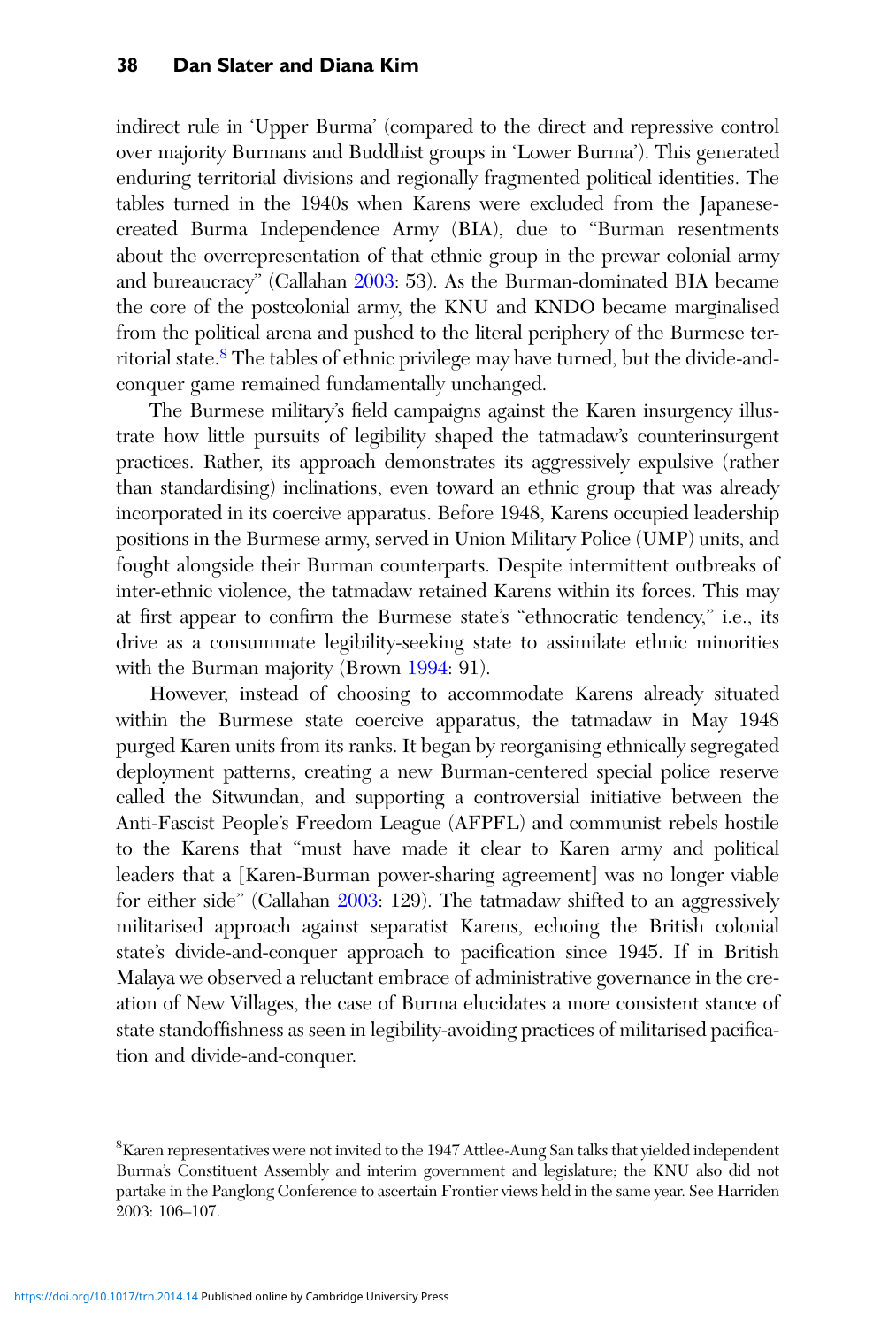indirect rule in 'Upper Burma' (compared to the direct and repressive control over majority Burmans and Buddhist groups in 'Lower Burma'). This generated enduring territorial divisions and regionally fragmented political identities. The tables turned in the 1940s when Karens were excluded from the Japanese-created Burma Independence Army (BIA), due to "Burman resentments about the overrepresentation of that ethnic group in the prewar colonial army and bureaucracy" (Callahan 2003: 53). As the Burman-dominated BIA became the core of the postcolonial army, the KNU and KNDO became marginalised from the political arena and pushed to the literal periphery of the Burmese territorial state.[8] The tables of ethnic privilege may have turned, but the divide-and-conquer game remained fundamentally unchanged.

The Burmese military's field campaigns against the Karen insurgency illustrate how little pursuits of legibility shaped the tatmadaw's counterinsurgent practices. Rather, its approach demonstrates its aggressively expulsive (rather than standardising) inclinations, even toward an ethnic group that was already incorporated in its coercive apparatus. Before 1948, Karens occupied leadership positions in the Burmese army, served in Union Military Police (UMP) units, and fought alongside their Burman counterparts. Despite intermittent outbreaks of inter-ethnic violence, the tatmadaw retained Karens within its forces. This may at first appear to confirm the Burmese state's "ethnocratic tendency," i.e., its drive as a consummate legibility-seeking state to assimilate ethnic minorities with the Burman majority (Brown 1994: 91).

However, instead of choosing to accommodate Karens already situated within the Burmese state coercive apparatus, the tatmadaw in May 1948 purged Karen units from its ranks. It began by reorganising ethnically segregated deployment patterns, creating a new Burman-centered special police reserve called the Sitwundan, and supporting a controversial initiative between the Anti-Fascist People's Freedom League (AFPFL) and communist rebels hostile to the Karens that "must have made it clear to Karen army and political leaders that a [Karen-Burman power-sharing agreement] was no longer viable for either side" (Callahan 2003: 129). The tatmadaw shifted to an aggressively militarised approach against separatist Karens, echoing the British colonial state's divide-and-conquer approach to pacification since 1945. If in British Malaya we observed a reluctant embrace of administrative governance in the creation of New Villages, the case of Burma elucidates a more consistent stance of state standoffishness as seen in legibility-avoiding practices of militarised pacification and divide-and-conquer.

[8] Karen representatives were not invited to the 1947 Attlee-Aung San talks that yielded independent Burma's Constituent Assembly and interim government and legislature; the KNU also did not partake in the Panglong Conference to ascertain Frontier views held in the same year. See Harriden 2003: 106–107.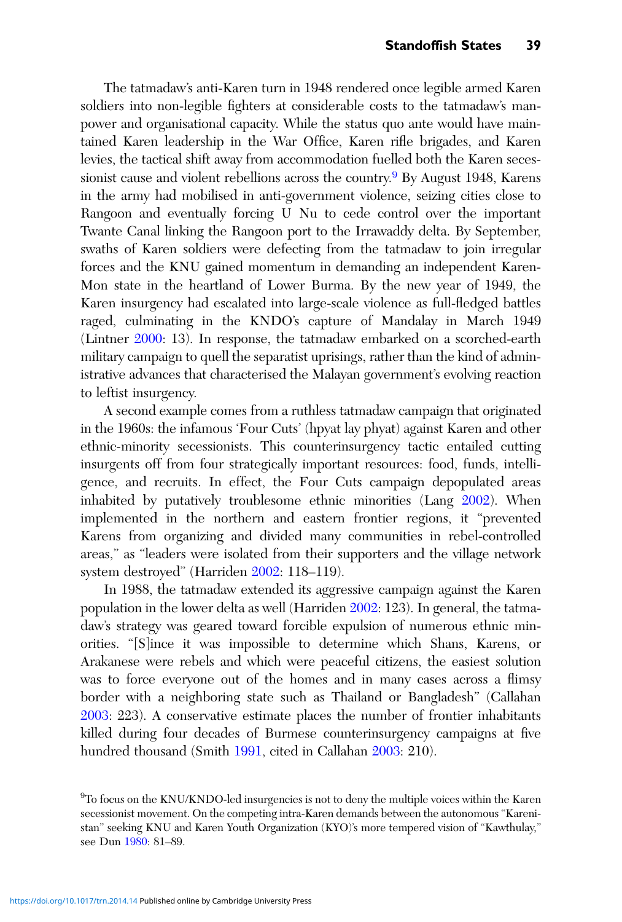The tatmadaw's anti-Karen turn in 1948 rendered once legible armed Karen soldiers into non-legible fighters at considerable costs to the tatmadaw's manpower and organisational capacity. While the status quo ante would have maintained Karen leadership in the War Office, Karen rifle brigades, and Karen levies, the tactical shift away from accommodation fuelled both the Karen secessionist cause and violent rebellions across the country.[9] By August 1948, Karens in the army had mobilised in anti-government violence, seizing cities close to Rangoon and eventually forcing U Nu to cede control over the important Twante Canal linking the Rangoon port to the Irrawaddy delta. By September, swaths of Karen soldiers were defecting from the tatmadaw to join irregular forces and the KNU gained momentum in demanding an independent Karen-Mon state in the heartland of Lower Burma. By the new year of 1949, the Karen insurgency had escalated into large-scale violence as full-fledged battles raged, culminating in the KNDO's capture of Mandalay in March 1949 (Lintner 2000: 13). In response, the tatmadaw embarked on a scorched-earth military campaign to quell the separatist uprisings, rather than the kind of administrative advances that characterised the Malayan government's evolving reaction to leftist insurgency.

A second example comes from a ruthless tatmadaw campaign that originated in the 1960s: the infamous 'Four Cuts' (hpyat lay phyat) against Karen and other ethnic-minority secessionists. This counterinsurgency tactic entailed cutting insurgents off from four strategically important resources: food, funds, intelligence, and recruits. In effect, the Four Cuts campaign depopulated areas inhabited by putatively troublesome ethnic minorities (Lang 2002). When implemented in the northern and eastern frontier regions, it "prevented Karens from organizing and divided many communities in rebel-controlled areas," as "leaders were isolated from their supporters and the village network system destroyed" (Harriden 2002: 118–119).

In 1988, the tatmadaw extended its aggressive campaign against the Karen population in the lower delta as well (Harriden 2002: 123). In general, the tatmadaw's strategy was geared toward forcible expulsion of numerous ethnic minorities. "[S]ince it was impossible to determine which Shans, Karens, or Arakanese were rebels and which were peaceful citizens, the easiest solution was to force everyone out of the homes and in many cases across a flimsy border with a neighboring state such as Thailand or Bangladesh" (Callahan 2003: 223). A conservative estimate places the number of frontier inhabitants killed during four decades of Burmese counterinsurgency campaigns at five hundred thousand (Smith 1991, cited in Callahan 2003: 210).

[9] To focus on the KNU/KNDO-led insurgencies is not to deny the multiple voices within the Karen secessionist movement. On the competing intra-Karen demands between the autonomous "Karenistan" seeking KNU and Karen Youth Organization (KYO)'s more tempered vision of "Kawthulay," see Dun 1980: 81–89.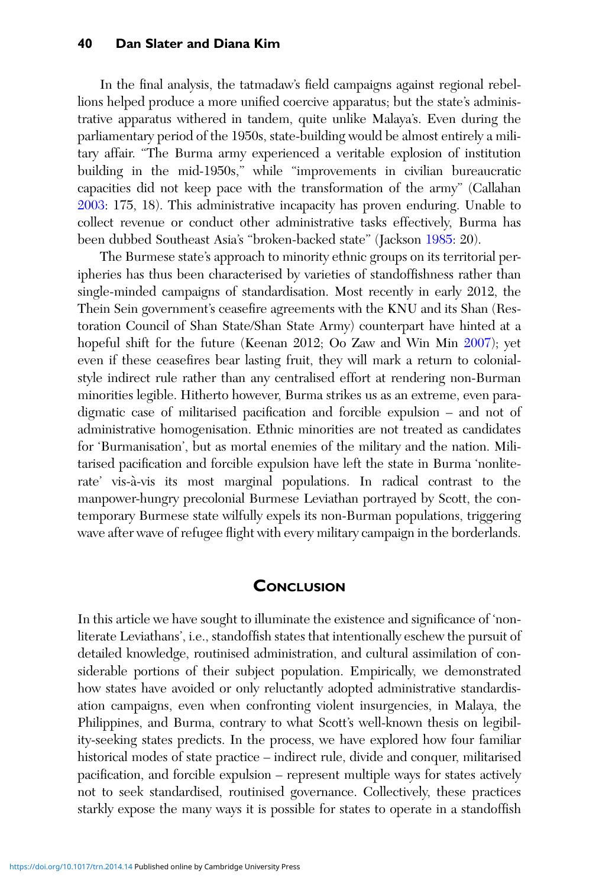In the final analysis, the tatmadaw's field campaigns against regional rebellions helped produce a more unified coercive apparatus; but the state's administrative apparatus withered in tandem, quite unlike Malaya's. Even during the parliamentary period of the 1950s, state-building would be almost entirely a military affair. "The Burma army experienced a veritable explosion of institution building in the mid-1950s," while "improvements in civilian bureaucratic capacities did not keep pace with the transformation of the army" (Callahan 2003: 175, 18). This administrative incapacity has proven enduring. Unable to collect revenue or conduct other administrative tasks effectively, Burma has been dubbed Southeast Asia's "broken-backed state" (Jackson 1985: 20).

The Burmese state's approach to minority ethnic groups on its territorial peripheries has thus been characterised by varieties of standoffishness rather than single-minded campaigns of standardisation. Most recently in early 2012, the Thein Sein government's ceasefire agreements with the KNU and its Shan (Restoration Council of Shan State/Shan State Army) counterpart have hinted at a hopeful shift for the future (Keenan 2012; Oo Zaw and Win Min 2007); yet even if these ceasefires bear lasting fruit, they will mark a return to colonial-style indirect rule rather than any centralised effort at rendering non-Burman minorities legible. Hitherto however, Burma strikes us as an extreme, even paradigmatic case of militarised pacification and forcible expulsion – and not of administrative homogenisation. Ethnic minorities are not treated as candidates for 'Burmanisation', but as mortal enemies of the military and the nation. Militarised pacification and forcible expulsion have left the state in Burma 'nonliterate' vis-à-vis its most marginal populations. In radical contrast to the manpower-hungry precolonial Burmese Leviathan portrayed by Scott, the contemporary Burmese state wilfully expels its non-Burman populations, triggering wave after wave of refugee flight with every military campaign in the borderlands.

## Conclusion

In this article we have sought to illuminate the existence and significance of 'nonliterate Leviathans', i.e., standoffish states that intentionally eschew the pursuit of detailed knowledge, routinised administration, and cultural assimilation of considerable portions of their subject population. Empirically, we demonstrated how states have avoided or only reluctantly adopted administrative standardisation campaigns, even when confronting violent insurgencies, in Malaya, the Philippines, and Burma, contrary to what Scott's well-known thesis on legibility-seeking states predicts. In the process, we have explored how four familiar historical modes of state practice – indirect rule, divide and conquer, militarised pacification, and forcible expulsion – represent multiple ways for states actively not to seek standardised, routinised governance. Collectively, these practices starkly expose the many ways it is possible for states to operate in a standoffish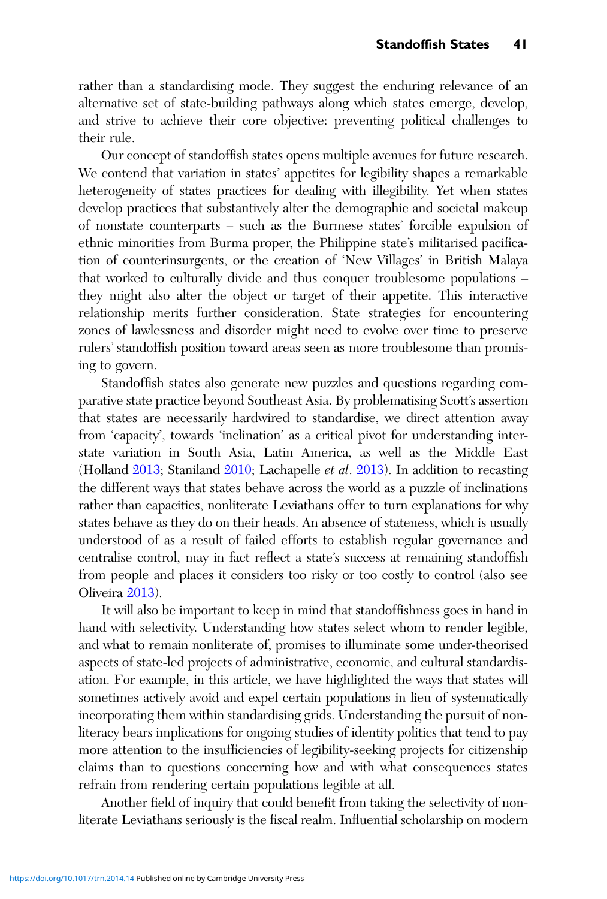rather than a standardising mode. They suggest the enduring relevance of an alternative set of state-building pathways along which states emerge, develop, and strive to achieve their core objective: preventing political challenges to their rule.

Our concept of standoffish states opens multiple avenues for future research. We contend that variation in states' appetites for legibility shapes a remarkable heterogeneity of states practices for dealing with illegibility. Yet when states develop practices that substantively alter the demographic and societal makeup of nonstate counterparts – such as the Burmese states' forcible expulsion of ethnic minorities from Burma proper, the Philippine state's militarised pacification of counterinsurgents, or the creation of 'New Villages' in British Malaya that worked to culturally divide and thus conquer troublesome populations – they might also alter the object or target of their appetite. This interactive relationship merits further consideration. State strategies for encountering zones of lawlessness and disorder might need to evolve over time to preserve rulers' standoffish position toward areas seen as more troublesome than promising to govern.

Standoffish states also generate new puzzles and questions regarding comparative state practice beyond Southeast Asia. By problematising Scott's assertion that states are necessarily hardwired to standardise, we direct attention away from 'capacity', towards 'inclination' as a critical pivot for understanding interstate variation in South Asia, Latin America, as well as the Middle East (Holland 2013; Staniland 2010; Lachapelle *et al*. 2013). In addition to recasting the different ways that states behave across the world as a puzzle of inclinations rather than capacities, nonliterate Leviathans offer to turn explanations for why states behave as they do on their heads. An absence of stateness, which is usually understood of as a result of failed efforts to establish regular governance and centralise control, may in fact reflect a state's success at remaining standoffish from people and places it considers too risky or too costly to control (also see Oliveira 2013).

It will also be important to keep in mind that standoffishness goes in hand in hand with selectivity. Understanding how states select whom to render legible, and what to remain nonliterate of, promises to illuminate some under-theorised aspects of state-led projects of administrative, economic, and cultural standardisation. For example, in this article, we have highlighted the ways that states will sometimes actively avoid and expel certain populations in lieu of systematically incorporating them within standardising grids. Understanding the pursuit of nonliteracy bears implications for ongoing studies of identity politics that tend to pay more attention to the insufficiencies of legibility-seeking projects for citizenship claims than to questions concerning how and with what consequences states refrain from rendering certain populations legible at all.

Another field of inquiry that could benefit from taking the selectivity of nonliterate Leviathans seriously is the fiscal realm. Influential scholarship on modern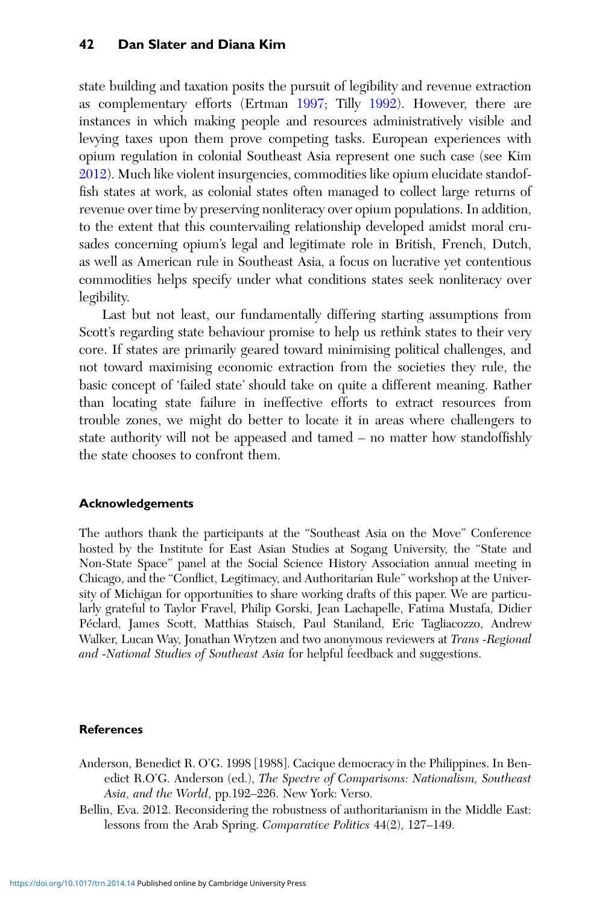state building and taxation posits the pursuit of legibility and revenue extraction as complementary efforts (Ertman 1997; Tilly 1992). However, there are instances in which making people and resources administratively visible and levying taxes upon them prove competing tasks. European experiences with opium regulation in colonial Southeast Asia represent one such case (see Kim 2012). Much like violent insurgencies, commodities like opium elucidate standoffish states at work, as colonial states often managed to collect large returns of revenue over time by preserving nonliteracy over opium populations. In addition, to the extent that this countervailing relationship developed amidst moral crusades concerning opium's legal and legitimate role in British, French, Dutch, as well as American rule in Southeast Asia, a focus on lucrative yet contentious commodities helps specify under what conditions states seek nonliteracy over legibility.

Last but not least, our fundamentally differing starting assumptions from Scott's regarding state behaviour promise to help us rethink states to their very core. If states are primarily geared toward minimising political challenges, and not toward maximising economic extraction from the societies they rule, the basic concept of 'failed state' should take on quite a different meaning. Rather than locating state failure in ineffective efforts to extract resources from trouble zones, we might do better to locate it in areas where challengers to state authority will not be appeased and tamed – no matter how standoffishly the state chooses to confront them.

#### Acknowledgements

The authors thank the participants at the "Southeast Asia on the Move" Conference hosted by the Institute for East Asian Studies at Sogang University, the "State and Non-State Space" panel at the Social Science History Association annual meeting in Chicago, and the "Conflict, Legitimacy, and Authoritarian Rule" workshop at the University of Michigan for opportunities to share working drafts of this paper. We are particularly grateful to Taylor Fravel, Philip Gorski, Jean Lachapelle, Fatima Mustafa, Didier Péclard, James Scott, Matthias Staisch, Paul Staniland, Eric Tagliacozzo, Andrew Walker, Lucan Way, Jonathan Wrytzen and two anonymous reviewers at *Trans -Regional and -National Studies of Southeast Asia* for helpful feedback and suggestions.

#### References

Anderson, Benedict R. O'G. 1998 [1988]. Cacique democracy in the Philippines. In Benedict R.O'G. Anderson (ed.), *The Spectre of Comparisons: Nationalism, Southeast Asia, and the World*, pp.192–226. New York: Verso.

Bellin, Eva. 2012. Reconsidering the robustness of authoritarianism in the Middle East: lessons from the Arab Spring. *Comparative Politics* 44(2), 127–149.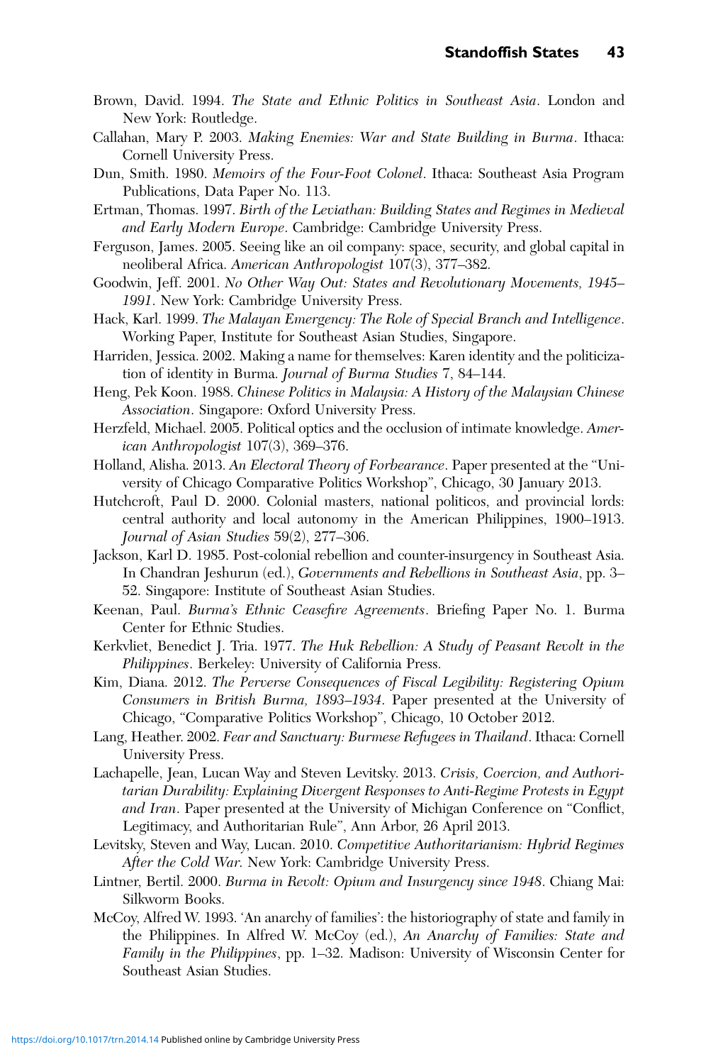Brown, David. 1994. *The State and Ethnic Politics in Southeast Asia*. London and New York: Routledge.

Callahan, Mary P. 2003. *Making Enemies: War and State Building in Burma*. Ithaca: Cornell University Press.

Dun, Smith. 1980. *Memoirs of the Four-Foot Colonel*. Ithaca: Southeast Asia Program Publications, Data Paper No. 113.

Ertman, Thomas. 1997. *Birth of the Leviathan: Building States and Regimes in Medieval and Early Modern Europe*. Cambridge: Cambridge University Press.

Ferguson, James. 2005. Seeing like an oil company: space, security, and global capital in neoliberal Africa. *American Anthropologist* 107(3), 377–382.

Goodwin, Jeff. 2001. *No Other Way Out: States and Revolutionary Movements, 1945–1991*. New York: Cambridge University Press.

Hack, Karl. 1999. *The Malayan Emergency: The Role of Special Branch and Intelligence*. Working Paper, Institute for Southeast Asian Studies, Singapore.

Harriden, Jessica. 2002. Making a name for themselves: Karen identity and the politicization of identity in Burma. *Journal of Burma Studies* 7, 84–144.

Heng, Pek Koon. 1988. *Chinese Politics in Malaysia: A History of the Malaysian Chinese Association*. Singapore: Oxford University Press.

Herzfeld, Michael. 2005. Political optics and the occlusion of intimate knowledge. *American Anthropologist* 107(3), 369–376.

Holland, Alisha. 2013. *An Electoral Theory of Forbearance*. Paper presented at the "University of Chicago Comparative Politics Workshop", Chicago, 30 January 2013.

Hutchcroft, Paul D. 2000. Colonial masters, national politicos, and provincial lords: central authority and local autonomy in the American Philippines, 1900–1913. *Journal of Asian Studies* 59(2), 277–306.

Jackson, Karl D. 1985. Post-colonial rebellion and counter-insurgency in Southeast Asia. In Chandran Jeshurun (ed.), *Governments and Rebellions in Southeast Asia*, pp. 3–52. Singapore: Institute of Southeast Asian Studies.

Keenan, Paul. *Burma's Ethnic Ceasefire Agreements*. Briefing Paper No. 1. Burma Center for Ethnic Studies.

Kerkvliet, Benedict J. Tria. 1977. *The Huk Rebellion: A Study of Peasant Revolt in the Philippines*. Berkeley: University of California Press.

Kim, Diana. 2012. *The Perverse Consequences of Fiscal Legibility: Registering Opium Consumers in British Burma, 1893–1934*. Paper presented at the University of Chicago, "Comparative Politics Workshop", Chicago, 10 October 2012.

Lang, Heather. 2002. *Fear and Sanctuary: Burmese Refugees in Thailand*. Ithaca: Cornell University Press.

Lachapelle, Jean, Lucan Way and Steven Levitsky. 2013. *Crisis, Coercion, and Authoritarian Durability: Explaining Divergent Responses to Anti-Regime Protests in Egypt and Iran*. Paper presented at the University of Michigan Conference on "Conflict, Legitimacy, and Authoritarian Rule", Ann Arbor, 26 April 2013.

Levitsky, Steven and Way, Lucan. 2010. *Competitive Authoritarianism: Hybrid Regimes After the Cold War*. New York: Cambridge University Press.

Lintner, Bertil. 2000. *Burma in Revolt: Opium and Insurgency since 1948*. Chiang Mai: Silkworm Books.

McCoy, Alfred W. 1993. 'An anarchy of families': the historiography of state and family in the Philippines. In Alfred W. McCoy (ed.), *An Anarchy of Families: State and Family in the Philippines*, pp. 1–32. Madison: University of Wisconsin Center for Southeast Asian Studies.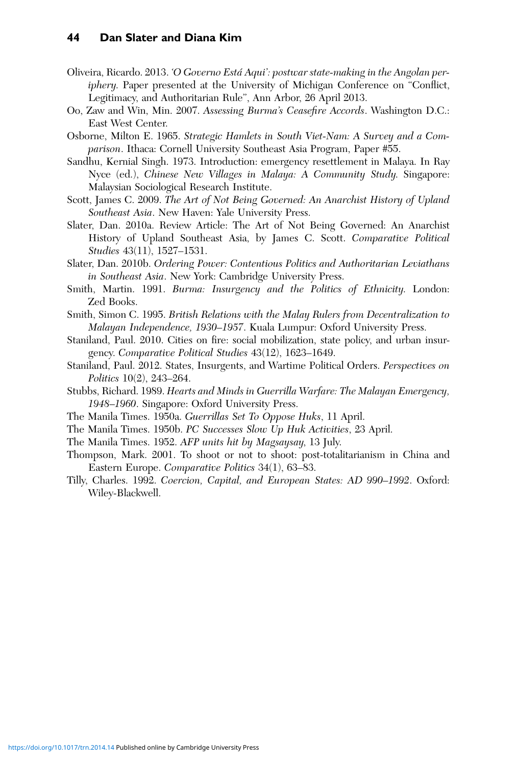Oliveira, Ricardo. 2013. *'O Governo Está Aqui': postwar state-making in the Angolan periphery*. Paper presented at the University of Michigan Conference on "Conflict, Legitimacy, and Authoritarian Rule", Ann Arbor, 26 April 2013.

Oo, Zaw and Win, Min. 2007. *Assessing Burma's Ceasefire Accords*. Washington D.C.: East West Center.

Osborne, Milton E. 1965. *Strategic Hamlets in South Viet-Nam: A Survey and a Comparison*. Ithaca: Cornell University Southeast Asia Program, Paper #55.

Sandhu, Kernial Singh. 1973. Introduction: emergency resettlement in Malaya. In Ray Nyce (ed.), *Chinese New Villages in Malaya: A Community Study*. Singapore: Malaysian Sociological Research Institute.

Scott, James C. 2009. *The Art of Not Being Governed: An Anarchist History of Upland Southeast Asia*. New Haven: Yale University Press.

Slater, Dan. 2010a. Review Article: The Art of Not Being Governed: An Anarchist History of Upland Southeast Asia, by James C. Scott. *Comparative Political Studies* 43(11), 1527–1531.

Slater, Dan. 2010b. *Ordering Power: Contentious Politics and Authoritarian Leviathans in Southeast Asia*. New York: Cambridge University Press.

Smith, Martin. 1991. *Burma: Insurgency and the Politics of Ethnicity*. London: Zed Books.

Smith, Simon C. 1995. *British Relations with the Malay Rulers from Decentralization to Malayan Independence, 1930–1957*. Kuala Lumpur: Oxford University Press.

Staniland, Paul. 2010. Cities on fire: social mobilization, state policy, and urban insurgency. *Comparative Political Studies* 43(12), 1623–1649.

Staniland, Paul. 2012. States, Insurgents, and Wartime Political Orders. *Perspectives on Politics* 10(2), 243–264.

Stubbs, Richard. 1989. *Hearts and Minds in Guerrilla Warfare: The Malayan Emergency, 1948–1960*. Singapore: Oxford University Press.

The Manila Times. 1950a. *Guerrillas Set To Oppose Huks*, 11 April.

The Manila Times. 1950b. *PC Successes Slow Up Huk Activities*, 23 April.

The Manila Times. 1952. *AFP units hit by Magsaysay*, 13 July.

Thompson, Mark. 2001. To shoot or not to shoot: post-totalitarianism in China and Eastern Europe. *Comparative Politics* 34(1), 63–83.

Tilly, Charles. 1992. *Coercion, Capital, and European States: AD 990–1992*. Oxford: Wiley-Blackwell.